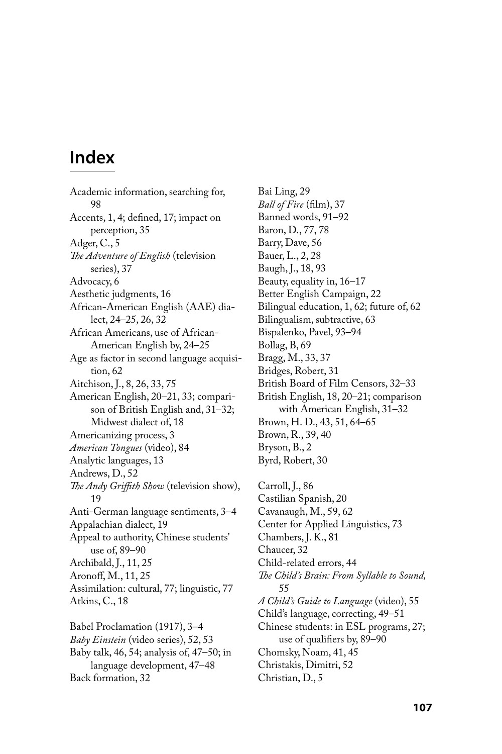# Index

Academic information, searching for, 98
Accents, 1, 4; defined, 17; impact on perception, 35
Adger, C., 5
*The Adventure of English* (television series), 37
Advocacy, 6
Aesthetic judgments, 16
African-American English (AAE) dialect, 24–25, 26, 32
African Americans, use of African-American English by, 24–25
Age as factor in second language acquisition, 62
Aitchison, J., 8, 26, 33, 75
American English, 20–21, 33; comparison of British English and, 31–32; Midwest dialect of, 18
Americanizing process, 3
*American Tongues* (video), 84
Analytic languages, 13
Andrews, D., 52
*The Andy Griffith Show* (television show), 19
Anti-German language sentiments, 3–4
Appalachian dialect, 19
Appeal to authority, Chinese students' use of, 89–90
Archibald, J., 11, 25
Aronoff, M., 11, 25
Assimilation: cultural, 77; linguistic, 77
Atkins, C., 18

Babel Proclamation (1917), 3–4
*Baby Einstein* (video series), 52, 53
Baby talk, 46, 54; analysis of, 47–50; in language development, 47–48
Back formation, 32
Bai Ling, 29
*Ball of Fire* (film), 37
Banned words, 91–92
Baron, D., 77, 78
Barry, Dave, 56
Bauer, L., 2, 28
Baugh, J., 18, 93
Beauty, equality in, 16–17
Better English Campaign, 22
Bilingual education, 1, 62; future of, 62
Bilingualism, subtractive, 63
Bispalenko, Pavel, 93–94
Bollag, B, 69
Bragg, M., 33, 37
Bridges, Robert, 31
British Board of Film Censors, 32–33
British English, 18, 20–21; comparison with American English, 31–32
Brown, H. D., 43, 51, 64–65
Brown, R., 39, 40
Bryson, B., 2
Byrd, Robert, 30

Carroll, J., 86
Castilian Spanish, 20
Cavanaugh, M., 59, 62
Center for Applied Linguistics, 73
Chambers, J. K., 81
Chaucer, 32
Child-related errors, 44
*The Child's Brain: From Syllable to Sound,* 55
*A Child's Guide to Language* (video), 55
Child's language, correcting, 49–51
Chinese students: in ESL programs, 27; use of qualifiers by, 89–90
Chomsky, Noam, 41, 45
Christakis, Dimitri, 52
Christian, D., 5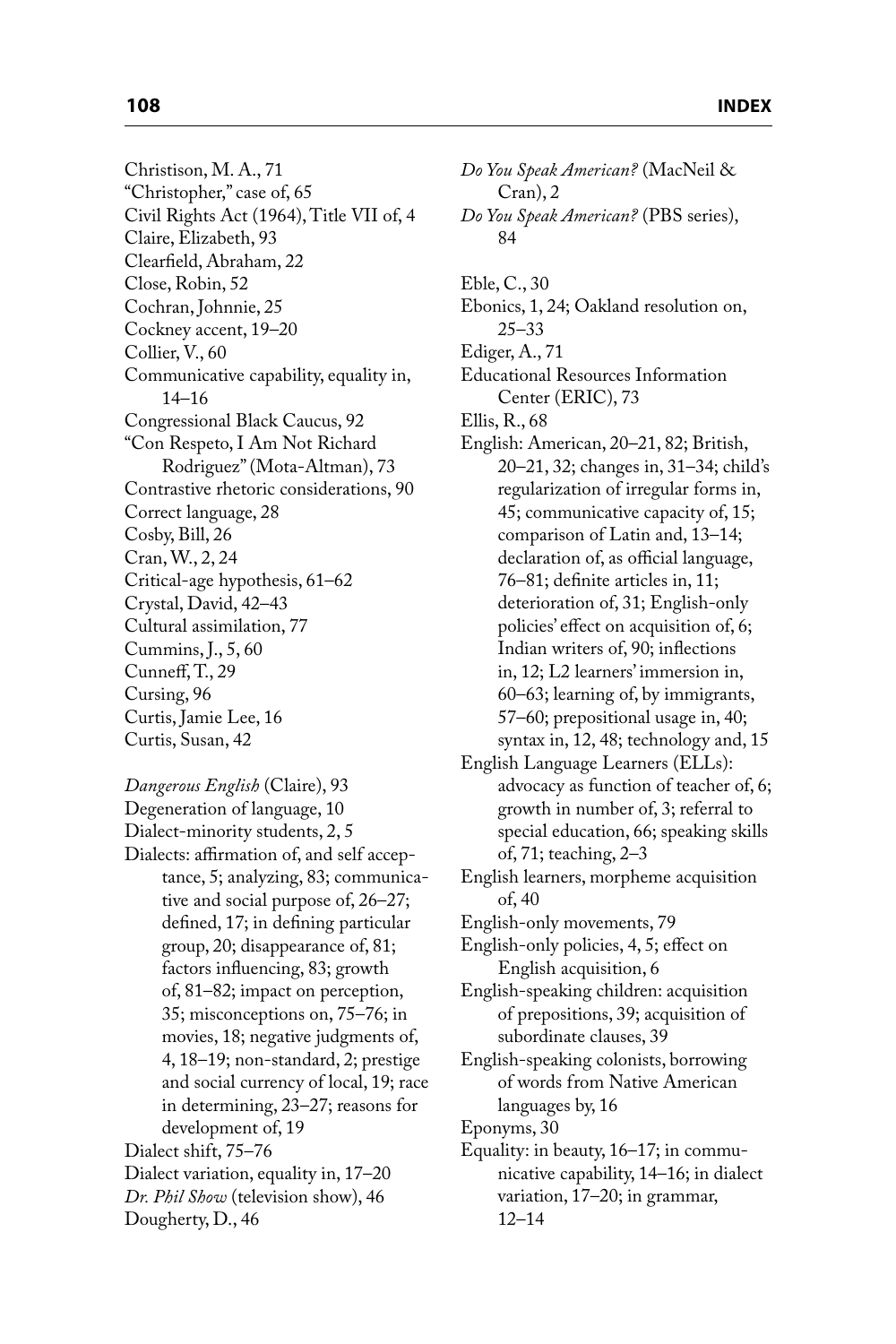Christison, M. A., 71
"Christopher," case of, 65
Civil Rights Act (1964), Title VII of, 4
Claire, Elizabeth, 93
Clearfield, Abraham, 22
Close, Robin, 52
Cochran, Johnnie, 25
Cockney accent, 19–20
Collier, V., 60
Communicative capability, equality in, 14–16
Congressional Black Caucus, 92
"Con Respeto, I Am Not Richard Rodriguez" (Mota-Altman), 73
Contrastive rhetoric considerations, 90
Correct language, 28
Cosby, Bill, 26
Cran, W., 2, 24
Critical-age hypothesis, 61–62
Crystal, David, 42–43
Cultural assimilation, 77
Cummins, J., 5, 60
Cunneff, T., 29
Cursing, 96
Curtis, Jamie Lee, 16
Curtis, Susan, 42

*Dangerous English* (Claire), 93
Degeneration of language, 10
Dialect-minority students, 2, 5
Dialects: affirmation of, and self acceptance, 5; analyzing, 83; communicative and social purpose of, 26–27; defined, 17; in defining particular group, 20; disappearance of, 81; factors influencing, 83; growth of, 81–82; impact on perception, 35; misconceptions on, 75–76; in movies, 18; negative judgments of, 4, 18–19; non-standard, 2; prestige and social currency of local, 19; race in determining, 23–27; reasons for development of, 19
Dialect shift, 75–76
Dialect variation, equality in, 17–20
*Dr. Phil Show* (television show), 46
Dougherty, D., 46

*Do You Speak American?* (MacNeil & Cran), 2
*Do You Speak American?* (PBS series), 84

Eble, C., 30
Ebonics, 1, 24; Oakland resolution on, 25–33
Ediger, A., 71
Educational Resources Information Center (ERIC), 73
Ellis, R., 68
English: American, 20–21, 82; British, 20–21, 32; changes in, 31–34; child's regularization of irregular forms in, 45; communicative capacity of, 15; comparison of Latin and, 13–14; declaration of, as official language, 76–81; definite articles in, 11; deterioration of, 31; English-only policies' effect on acquisition of, 6; Indian writers of, 90; inflections in, 12; L2 learners' immersion in, 60–63; learning of, by immigrants, 57–60; prepositional usage in, 40; syntax in, 12, 48; technology and, 15
English Language Learners (ELLs): advocacy as function of teacher of, 6; growth in number of, 3; referral to special education, 66; speaking skills of, 71; teaching, 2–3
English learners, morpheme acquisition of, 40
English-only movements, 79
English-only policies, 4, 5; effect on English acquisition, 6
English-speaking children: acquisition of prepositions, 39; acquisition of subordinate clauses, 39
English-speaking colonists, borrowing of words from Native American languages by, 16
Eponyms, 30
Equality: in beauty, 16–17; in communicative capability, 14–16; in dialect variation, 17–20; in grammar, 12–14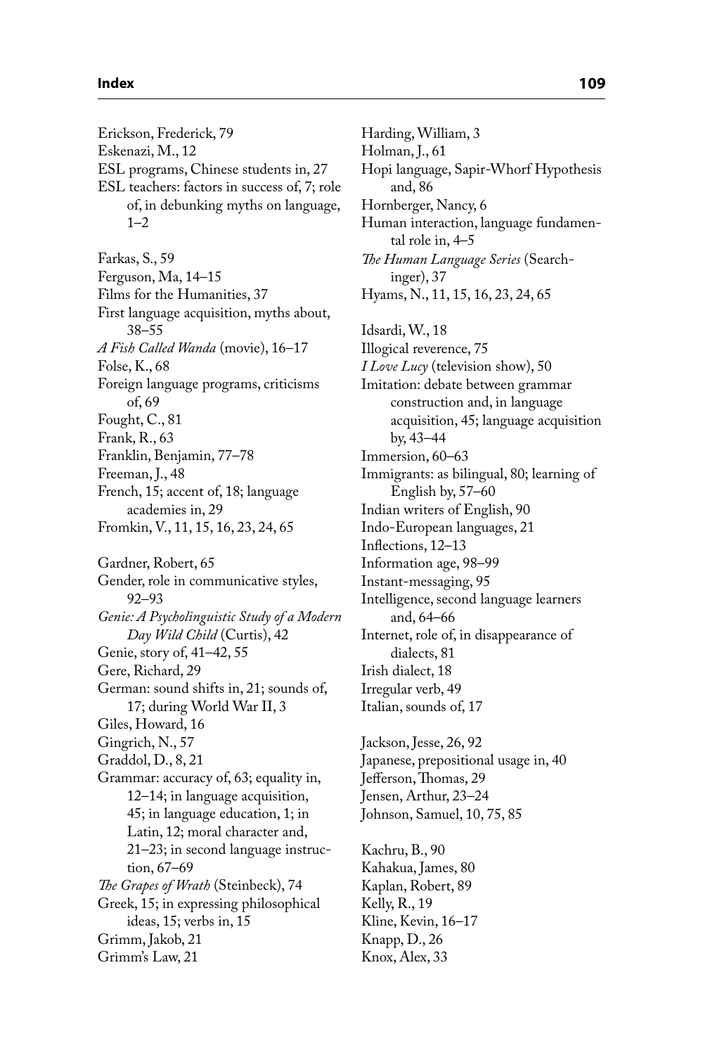Erickson, Frederick, 79
Eskenazi, M., 12
ESL programs, Chinese students in, 27
ESL teachers: factors in success of, 7; role of, in debunking myths on language, 1–2

Farkas, S., 59
Ferguson, Ma, 14–15
Films for the Humanities, 37
First language acquisition, myths about, 38–55
*A Fish Called Wanda* (movie), 16–17
Folse, K., 68
Foreign language programs, criticisms of, 69
Fought, C., 81
Frank, R., 63
Franklin, Benjamin, 77–78
Freeman, J., 48
French, 15; accent of, 18; language academies in, 29
Fromkin, V., 11, 15, 16, 23, 24, 65

Gardner, Robert, 65
Gender, role in communicative styles, 92–93
*Genie: A Psycholinguistic Study of a Modern Day Wild Child* (Curtis), 42
Genie, story of, 41–42, 55
Gere, Richard, 29
German: sound shifts in, 21; sounds of, 17; during World War II, 3
Giles, Howard, 16
Gingrich, N., 57
Graddol, D., 8, 21
Grammar: accuracy of, 63; equality in, 12–14; in language acquisition, 45; in language education, 1; in Latin, 12; moral character and, 21–23; in second language instruction, 67–69
*The Grapes of Wrath* (Steinbeck), 74
Greek, 15; in expressing philosophical ideas, 15; verbs in, 15
Grimm, Jakob, 21
Grimm's Law, 21

Harding, William, 3
Holman, J., 61
Hopi language, Sapir-Whorf Hypothesis and, 86
Hornberger, Nancy, 6
Human interaction, language fundamental role in, 4–5
*The Human Language Series* (Searchinger), 37
Hyams, N., 11, 15, 16, 23, 24, 65

Idsardi, W., 18
Illogical reverence, 75
*I Love Lucy* (television show), 50
Imitation: debate between grammar construction and, in language acquisition, 45; language acquisition by, 43–44
Immersion, 60–63
Immigrants: as bilingual, 80; learning of English by, 57–60
Indian writers of English, 90
Indo-European languages, 21
Inflections, 12–13
Information age, 98–99
Instant-messaging, 95
Intelligence, second language learners and, 64–66
Internet, role of, in disappearance of dialects, 81
Irish dialect, 18
Irregular verb, 49
Italian, sounds of, 17

Jackson, Jesse, 26, 92
Japanese, prepositional usage in, 40
Jefferson, Thomas, 29
Jensen, Arthur, 23–24
Johnson, Samuel, 10, 75, 85

Kachru, B., 90
Kahakua, James, 80
Kaplan, Robert, 89
Kelly, R., 19
Kline, Kevin, 16–17
Knapp, D., 26
Knox, Alex, 33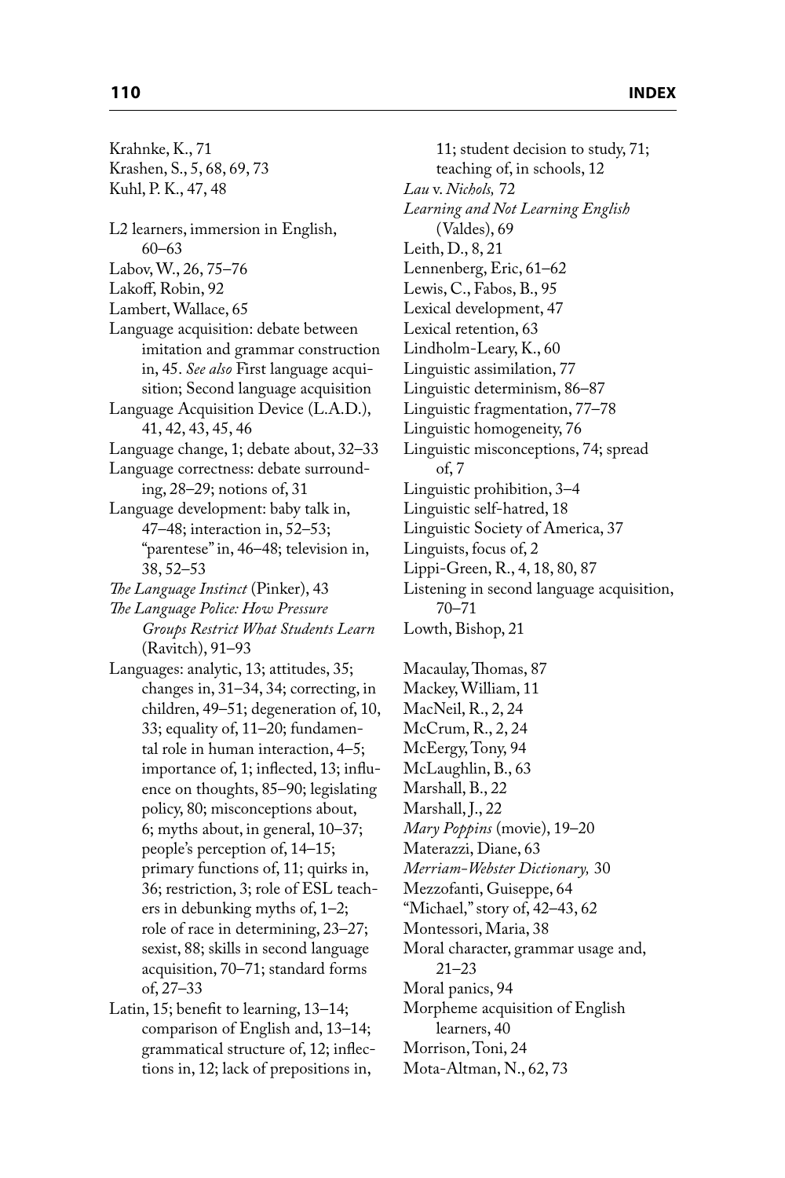Krahnke, K., 71
Krashen, S., 5, 68, 69, 73
Kuhl, P. K., 47, 48

L2 learners, immersion in English, 60–63
Labov, W., 26, 75–76
Lakoff, Robin, 92
Lambert, Wallace, 65
Language acquisition: debate between imitation and grammar construction in, 45. *See also* First language acquisition; Second language acquisition
Language Acquisition Device (L.A.D.), 41, 42, 43, 45, 46
Language change, 1; debate about, 32–33
Language correctness: debate surrounding, 28–29; notions of, 31
Language development: baby talk in, 47–48; interaction in, 52–53; "parentese" in, 46–48; television in, 38, 52–53
*The Language Instinct* (Pinker), 43
*The Language Police: How Pressure Groups Restrict What Students Learn* (Ravitch), 91–93
Languages: analytic, 13; attitudes, 35; changes in, 31–34, 34; correcting, in children, 49–51; degeneration of, 10, 33; equality of, 11–20; fundamental role in human interaction, 4–5; importance of, 1; inflected, 13; influence on thoughts, 85–90; legislating policy, 80; misconceptions about, 6; myths about, in general, 10–37; people's perception of, 14–15; primary functions of, 11; quirks in, 36; restriction, 3; role of ESL teachers in debunking myths of, 1–2; role of race in determining, 23–27; sexist, 88; skills in second language acquisition, 70–71; standard forms of, 27–33
Latin, 15; benefit to learning, 13–14; comparison of English and, 13–14; grammatical structure of, 12; inflections in, 12; lack of prepositions in, 11; student decision to study, 71; teaching of, in schools, 12
*Lau* v. *Nichols,* 72
*Learning and Not Learning English* (Valdes), 69
Leith, D., 8, 21
Lennenberg, Eric, 61–62
Lewis, C., Fabos, B., 95
Lexical development, 47
Lexical retention, 63
Lindholm-Leary, K., 60
Linguistic assimilation, 77
Linguistic determinism, 86–87
Linguistic fragmentation, 77–78
Linguistic homogeneity, 76
Linguistic misconceptions, 74; spread of, 7
Linguistic prohibition, 3–4
Linguistic self-hatred, 18
Linguistic Society of America, 37
Linguists, focus of, 2
Lippi-Green, R., 4, 18, 80, 87
Listening in second language acquisition, 70–71
Lowth, Bishop, 21

Macaulay, Thomas, 87
Mackey, William, 11
MacNeil, R., 2, 24
McCrum, R., 2, 24
McEergy, Tony, 94
McLaughlin, B., 63
Marshall, B., 22
Marshall, J., 22
*Mary Poppins* (movie), 19–20
Materazzi, Diane, 63
*Merriam-Webster Dictionary,* 30
Mezzofanti, Guiseppe, 64
"Michael," story of, 42–43, 62
Montessori, Maria, 38
Moral character, grammar usage and, 21–23
Moral panics, 94
Morpheme acquisition of English learners, 40
Morrison, Toni, 24
Mota-Altman, N., 62, 73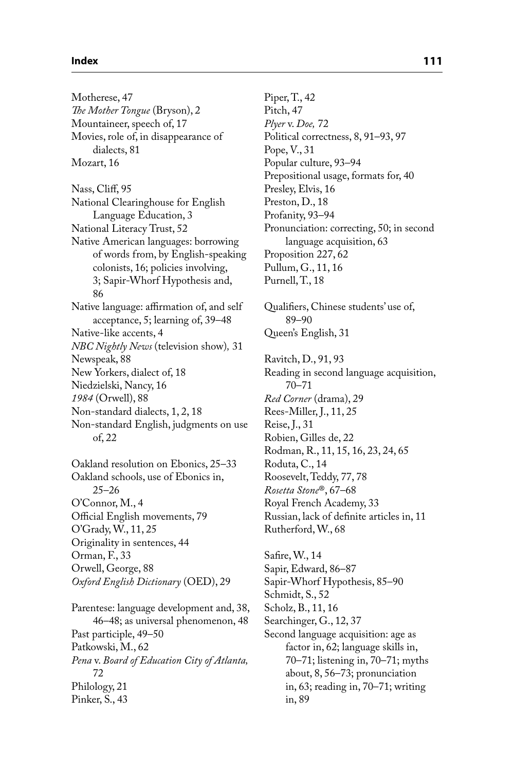Motherese, 47
*The Mother Tongue* (Bryson), 2
Mountaineer, speech of, 17
Movies, role of, in disappearance of dialects, 81
Mozart, 16

Nass, Cliff, 95
National Clearinghouse for English Language Education, 3
National Literacy Trust, 52
Native American languages: borrowing of words from, by English-speaking colonists, 16; policies involving, 3; Sapir-Whorf Hypothesis and, 86
Native language: affirmation of, and self acceptance, 5; learning of, 39–48
Native-like accents, 4
*NBC Nightly News* (television show), 31
Newspeak, 88
New Yorkers, dialect of, 18
Niedzielski, Nancy, 16
*1984* (Orwell), 88
Non-standard dialects, 1, 2, 18
Non-standard English, judgments on use of, 22

Oakland resolution on Ebonics, 25–33
Oakland schools, use of Ebonics in, 25–26
O'Connor, M., 4
Official English movements, 79
O'Grady, W., 11, 25
Originality in sentences, 44
Orman, F., 33
Orwell, George, 88
*Oxford English Dictionary* (OED), 29

Parentese: language development and, 38, 46–48; as universal phenomenon, 48
Past participle, 49–50
Patkowski, M., 62
*Pena* v. *Board of Education City of Atlanta,* 72
Philology, 21
Pinker, S., 43
Piper, T., 42
Pitch, 47
*Plyer* v. *Doe,* 72
Political correctness, 8, 91–93, 97
Pope, V., 31
Popular culture, 93–94
Prepositional usage, formats for, 40
Presley, Elvis, 16
Preston, D., 18
Profanity, 93–94
Pronunciation: correcting, 50; in second language acquisition, 63
Proposition 227, 62
Pullum, G., 11, 16
Purnell, T., 18

Qualifiers, Chinese students' use of, 89–90
Queen's English, 31

Ravitch, D., 91, 93
Reading in second language acquisition, 70–71
*Red Corner* (drama), 29
Rees-Miller, J., 11, 25
Reise, J., 31
Robien, Gilles de, 22
Rodman, R., 11, 15, 16, 23, 24, 65
Roduta, C., 14
Roosevelt, Teddy, 77, 78
*Rosetta Stone*®, 67–68
Royal French Academy, 33
Russian, lack of definite articles in, 11
Rutherford, W., 68

Safire, W., 14
Sapir, Edward, 86–87
Sapir-Whorf Hypothesis, 85–90
Schmidt, S., 52
Scholz, B., 11, 16
Searchinger, G., 12, 37
Second language acquisition: age as factor in, 62; language skills in, 70–71; listening in, 70–71; myths about, 8, 56–73; pronunciation in, 63; reading in, 70–71; writing in, 89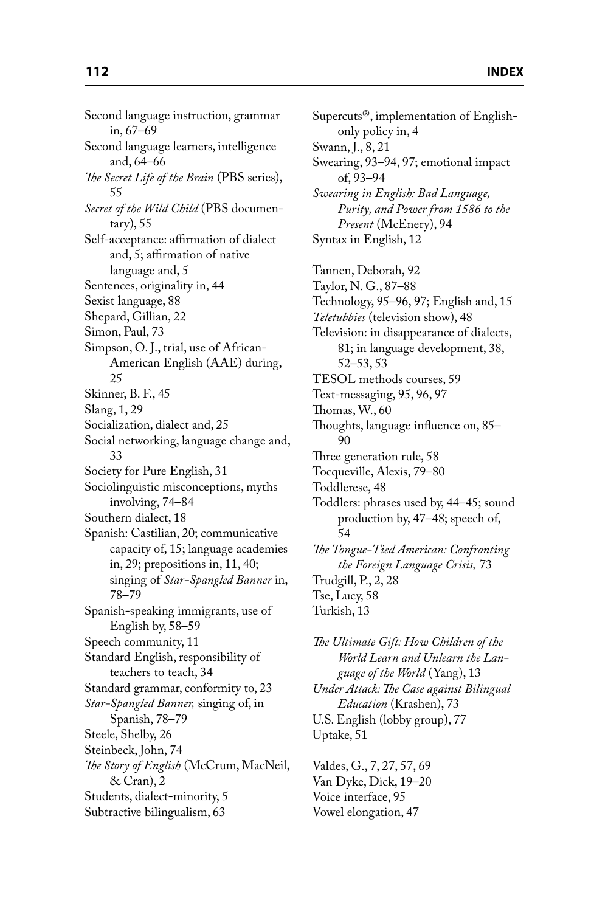Second language instruction, grammar in, 67–69
Second language learners, intelligence and, 64–66
*The Secret Life of the Brain* (PBS series), 55
*Secret of the Wild Child* (PBS documentary), 55
Self-acceptance: affirmation of dialect and, 5; affirmation of native language and, 5
Sentences, originality in, 44
Sexist language, 88
Shepard, Gillian, 22
Simon, Paul, 73
Simpson, O. J., trial, use of African-American English (AAE) during, 25
Skinner, B. F., 45
Slang, 1, 29
Socialization, dialect and, 25
Social networking, language change and, 33
Society for Pure English, 31
Sociolinguistic misconceptions, myths involving, 74–84
Southern dialect, 18
Spanish: Castilian, 20; communicative capacity of, 15; language academies in, 29; prepositions in, 11, 40; singing of *Star-Spangled Banner* in, 78–79
Spanish-speaking immigrants, use of English by, 58–59
Speech community, 11
Standard English, responsibility of teachers to teach, 34
Standard grammar, conformity to, 23
*Star-Spangled Banner,* singing of, in Spanish, 78–79
Steele, Shelby, 26
Steinbeck, John, 74
*The Story of English* (McCrum, MacNeil, & Cran), 2
Students, dialect-minority, 5
Subtractive bilingualism, 63
Supercuts®, implementation of English-only policy in, 4
Swann, J., 8, 21
Swearing, 93–94, 97; emotional impact of, 93–94
*Swearing in English: Bad Language, Purity, and Power from 1586 to the Present* (McEnery), 94
Syntax in English, 12

Tannen, Deborah, 92
Taylor, N. G., 87–88
Technology, 95–96, 97; English and, 15
*Teletubbies* (television show), 48
Television: in disappearance of dialects, 81; in language development, 38, 52–53, 53
TESOL methods courses, 59
Text-messaging, 95, 96, 97
Thomas, W., 60
Thoughts, language influence on, 85–90
Three generation rule, 58
Tocqueville, Alexis, 79–80
Toddlerese, 48
Toddlers: phrases used by, 44–45; sound production by, 47–48; speech of, 54
*The Tongue-Tied American: Confronting the Foreign Language Crisis,* 73
Trudgill, P., 2, 28
Tse, Lucy, 58
Turkish, 13

*The Ultimate Gift: How Children of the World Learn and Unlearn the Language of the World* (Yang), 13
*Under Attack: The Case against Bilingual Education* (Krashen), 73
U.S. English (lobby group), 77
Uptake, 51

Valdes, G., 7, 27, 57, 69
Van Dyke, Dick, 19–20
Voice interface, 95
Vowel elongation, 47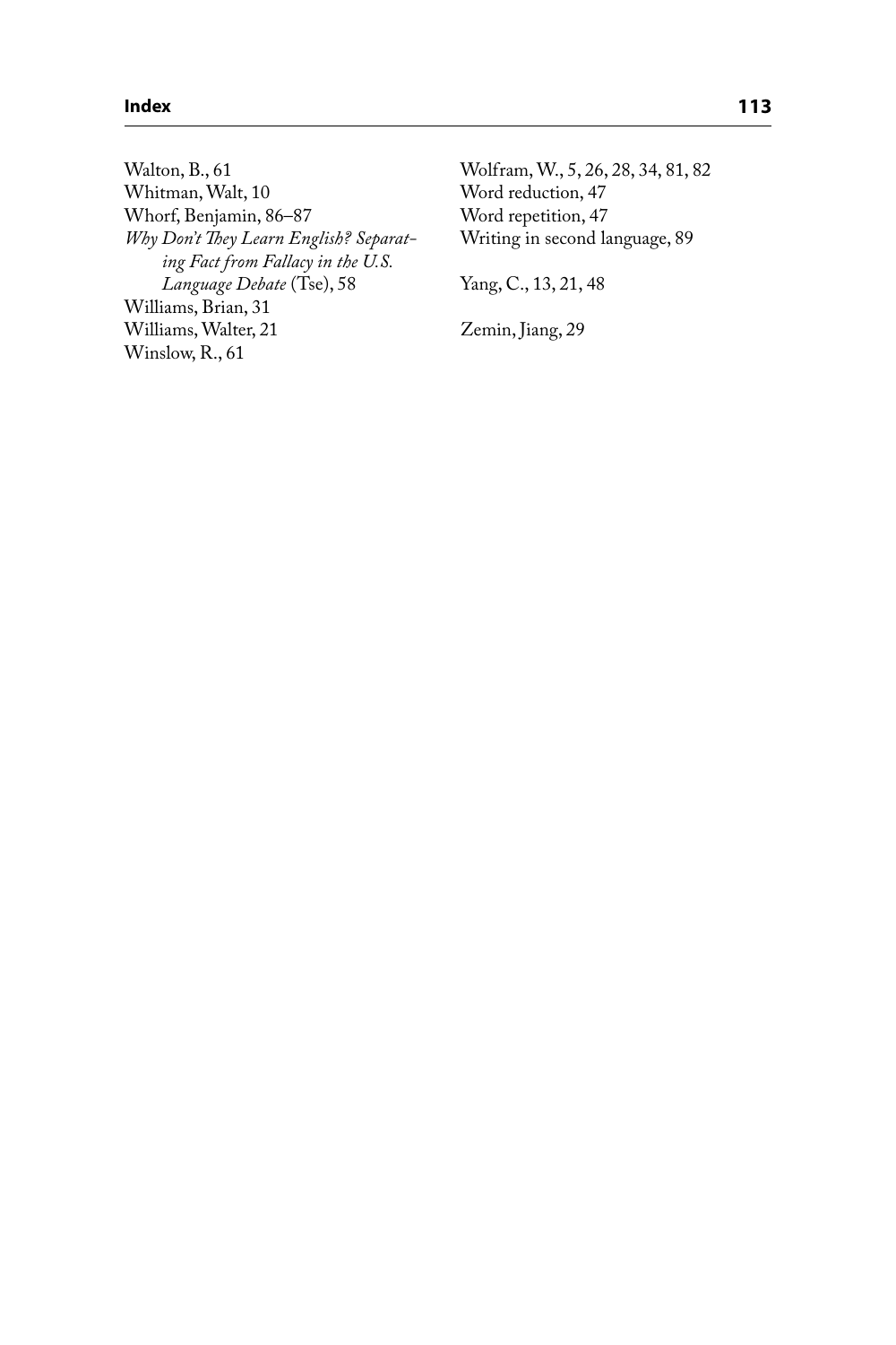Walton, B., 61
Whitman, Walt, 10
Whorf, Benjamin, 86–87
*Why Don't They Learn English? Separating Fact from Fallacy in the U.S. Language Debate* (Tse), 58
Williams, Brian, 31
Williams, Walter, 21
Winslow, R., 61
Wolfram, W., 5, 26, 28, 34, 81, 82
Word reduction, 47
Word repetition, 47
Writing in second language, 89

Yang, C., 13, 21, 48

Zemin, Jiang, 29